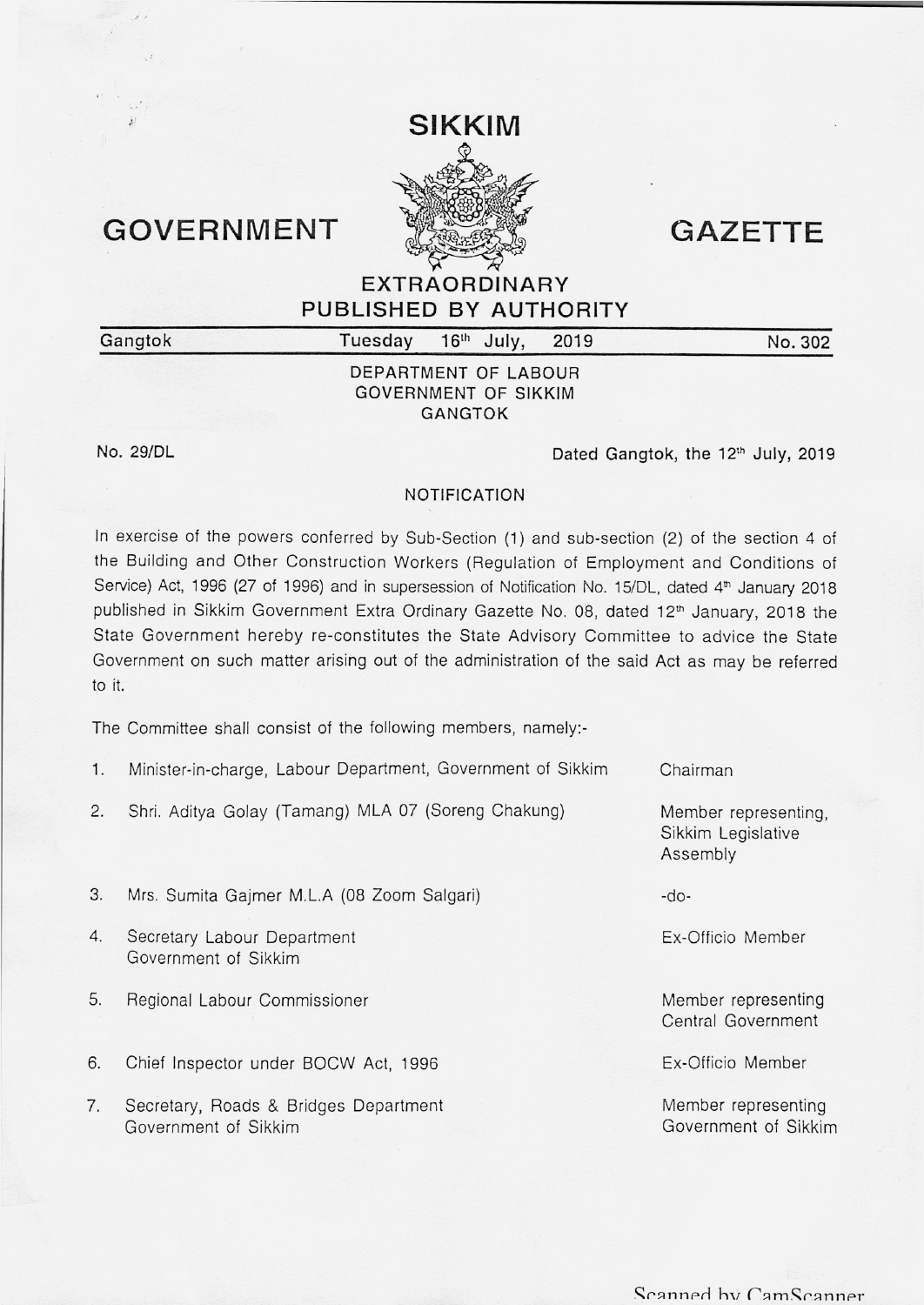# SIKKIM GOVERNMENT GAZETTE

## EXTRAORDINARY
## PUBLISHED BY AUTHORITY

| Gangtok | Tuesday 16th July, 2019 | No. 302 |
|---|---|---|

DEPARTMENT OF LABOUR
GOVERNMENT OF SIKKIM
GANGTOK

No. 29/DL Dated Gangtok, the 12th July, 2019

### NOTIFICATION

In exercise of the powers conferred by Sub-Section (1) and sub-section (2) of the section 4 of the Building and Other Construction Workers (Regulation of Employment and Conditions of Service) Act, 1996 (27 of 1996) and in supersession of Notification No. 15/DL, dated 4th January 2018 published in Sikkim Government Extra Ordinary Gazette No. 08, dated 12th January, 2018 the State Government hereby re-constitutes the State Advisory Committee to advice the State Government on such matter arising out of the administration of the said Act as may be referred to it.

The Committee shall consist of the following members, namely:-

| No. | Member | Designation |
|---|---|---|
| 1. | Minister-in-charge, Labour Department, Government of Sikkim | Chairman |
| 2. | Shri. Aditya Golay (Tamang) MLA 07 (Soreng Chakung) | Member representing, Sikkim Legislative Assembly |
| 3. | Mrs. Sumita Gajmer M.L.A (08 Zoom Salgari) | -do- |
| 4. | Secretary Labour Department Government of Sikkim | Ex-Officio Member |
| 5. | Regional Labour Commissioner | Member representing Central Government |
| 6. | Chief Inspector under BOCW Act, 1996 | Ex-Officio Member |
| 7. | Secretary, Roads & Bridges Department Government of Sikkim | Member representing Government of Sikkim |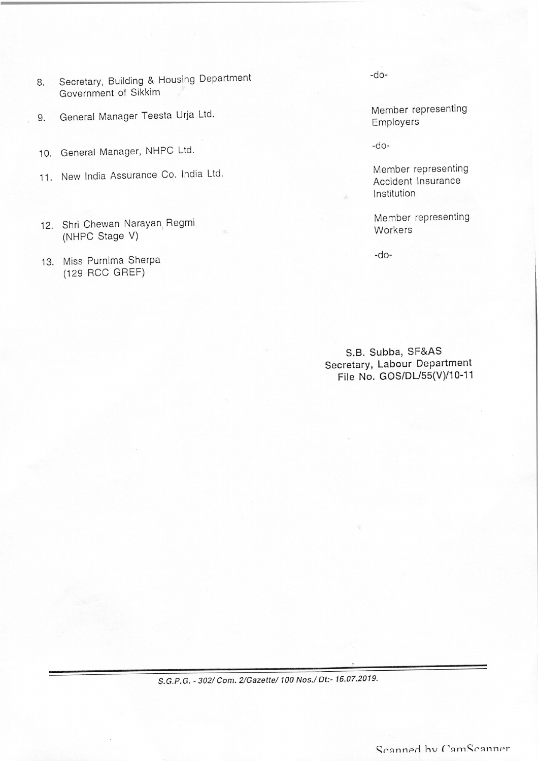| | | |
|---|---|---|
| 8. | Secretary, Building & Housing Department Government of Sikkim | -do- |
| 9. | General Manager Teesta Urja Ltd. | Member representing Employers |
| 10. | General Manager, NHPC Ltd. | -do- |
| 11. | New India Assurance Co. India Ltd. | Member representing Accident Insurance Institution |
| 12. | Shri Chewan Narayan Regmi (NHPC Stage V) | Member representing Workers |
| 13. | Miss Purnima Sherpa (129 RCC GREF) | -do- |

S.B. Subba, SF&AS
Secretary, Labour Department
File No. GOS/DL/55(V)/10-11

*S.G.P.G. - 302/ Com. 2/Gazette/ 100 Nos./ Dt:- 16.07.2019.*